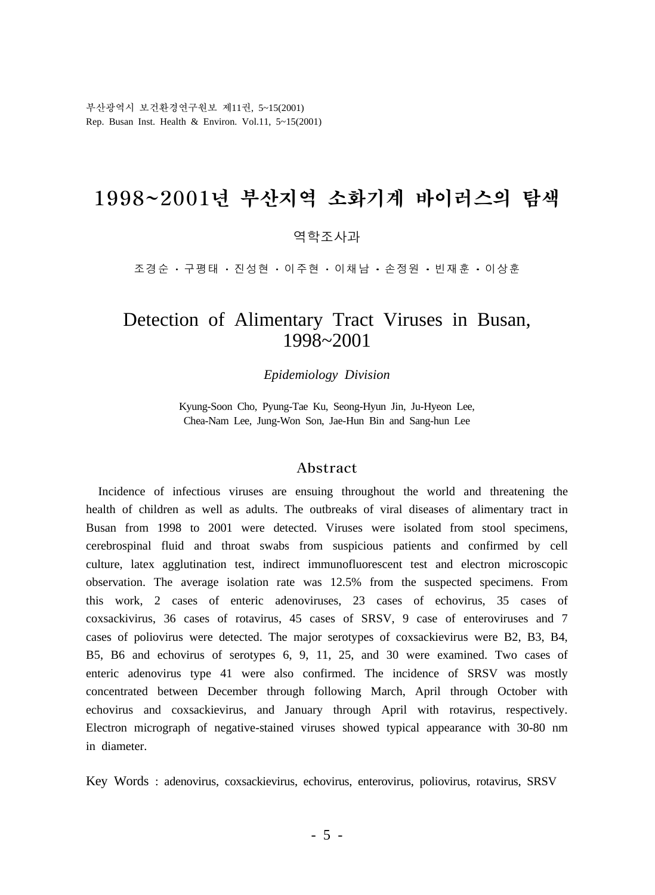# 1998~2001년 부산지역 소화기계 바이러스의 탐색

역학조사과

조경순 · 구평태 · 진성현 · 이주현 · 이채남 · 손정원 · 빈재훈 · 이상훈

# Detection of Alimentary Tract Viruses in Busan, 1998~2001

*Epidemiology Division*

Kyung-Soon Cho, Pyung-Tae Ku, Seong-Hyun Jin, Ju-Hyeon Lee, Chea-Nam Lee, Jung-Won Son, Jae-Hun Bin and Sang-hun Lee

## Abstract

Incidence of infectious viruses are ensuing throughout the world and threatening the health of children as well as adults. The outbreaks of viral diseases of alimentary tract in Busan from 1998 to 2001 were detected. Viruses were isolated from stool specimens, cerebrospinal fluid and throat swabs from suspicious patients and confirmed by cell culture, latex agglutination test, indirect immunofluorescent test and electron microscopic observation. The average isolation rate was 12.5% from the suspected specimens. From this work, 2 cases of enteric adenoviruses, 23 cases of echovirus, 35 cases of coxsackivirus, 36 cases of rotavirus, 45 cases of SRSV, 9 case of enteroviruses and 7 cases of poliovirus were detected. The major serotypes of coxsackievirus were B2, B3, B4, B5, B6 and echovirus of serotypes 6, 9, 11, 25, and 30 were examined. Two cases of enteric adenovirus type 41 were also confirmed. The incidence of SRSV was mostly concentrated between December through following March, April through October with echovirus and coxsackievirus, and January through April with rotavirus, respectively. Electron micrograph of negative-stained viruses showed typical appearance with 30-80 nm in diameter.

Key Words : adenovirus, coxsackievirus, echovirus, enterovirus, poliovirus, rotavirus, SRSV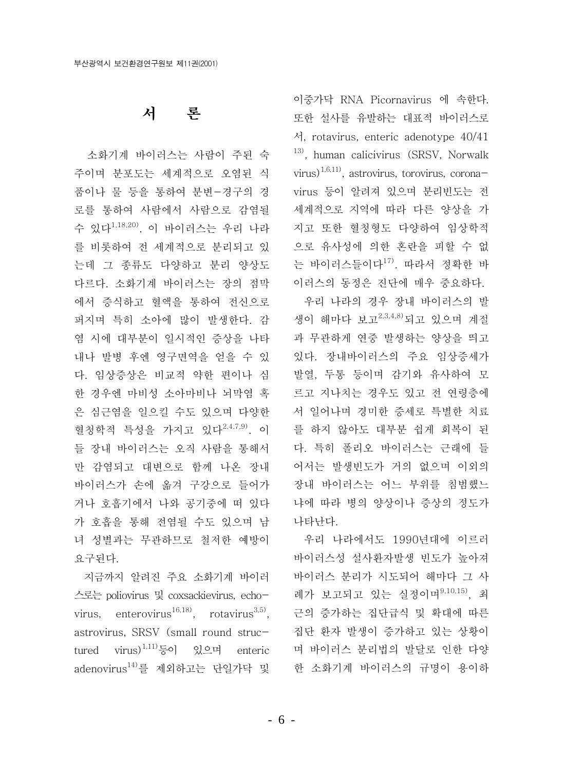# 서　　론

소화기계 바이러스는 사람이 주된 숙주이며 분포도는 세계적으로 오염된 식품이나 물 등을 통하여 분변-경구의 경로를 통하여 사람에서 사람으로 감염될 수 있다[1,18,20]. 이 바이러스는 우리 나라를 비롯하여 전 세계적으로 분리되고 있는데 그 종류도 다양하고 분리 양상도 다르다. 소화기계 바이러스는 장의 점막에서 증식하고 혈액을 통하여 전신으로 퍼지며 특히 소아에 많이 발생한다. 감염 시에 대부분이 일시적인 증상을 나타내나 발병 후엔 영구면역을 얻을 수 있다. 임상증상은 비교적 약한 편이나 심한 경우엔 마비성 소아마비나 뇌막염 혹은 심근염을 일으킬 수도 있으며 다양한 혈청학적 특성을 가지고 있다[2,4,7,9]. 이들 장내 바이러스는 오직 사람을 통해서만 감염되고 대변으로 함께 나온 장내 바이러스가 손에 옮겨 구강으로 들어가거나 호흡기에서 나와 공기중에 떠 있다가 호흡을 통해 전염될 수도 있으며 남녀 성별과는 무관하므로 철저한 예방이 요구된다.

지금까지 알려진 주요 소화기계 바이러스로는 poliovirus 및 coxsackievirus, echovirus, enterovirus[16,18], rotavirus[3,5], astrovirus, SRSV (small round structured virus)[1,11]등이 있으며 enteric adenovirus[14]를 제외하고는 단일가닥 및 이중가닥 RNA Picornavirus 에 속한다. 또한 설사를 유발하는 대표적 바이러스로서, rotavirus, enteric adenotype 40/41[13], human calicivirus (SRSV, Norwalk virus)[1,6,11], astrovirus, torovirus, coronavirus 등이 알려져 있으며 분리빈도는 전 세계적으로 지역에 따라 다른 양상을 가지고 또한 혈청형도 다양하여 임상학적으로 유사성에 의한 혼란을 피할 수 없는 바이러스들이다[17]. 따라서 정확한 바이러스의 동정은 진단에 매우 중요하다.

우리 나라의 경우 장내 바이러스의 발생이 해마다 보고[2,3,4,8]되고 있으며 계절과 무관하게 연중 발생하는 양상을 띄고 있다. 장내바이러스의 주요 임상증세가 발열, 두통 등이며 감기와 유사하여 모르고 지나치는 경우도 있고 전 연령층에서 일어나며 경미한 증세로 특별한 치료를 하지 않아도 대부분 쉽게 회복이 된다. 특히 폴리오 바이러스는 근래에 들어서는 발생빈도가 거의 없으며 이외의 장내 바이러스는 어느 부위를 침범했느냐에 따라 병의 양상이나 증상의 정도가 나타난다.

우리 나라에서도 1990년대에 이르러 바이러스성 설사환자발생 빈도가 높아져 바이러스 분리가 시도되어 해마다 그 사례가 보고되고 있는 실정이며[9,10,15], 최근의 증가하는 집단급식 및 확대에 따른 집단 환자 발생이 증가하고 있는 상황이며 바이러스 분리법의 발달로 인한 다양한 소화기계 바이러스의 규명이 용이하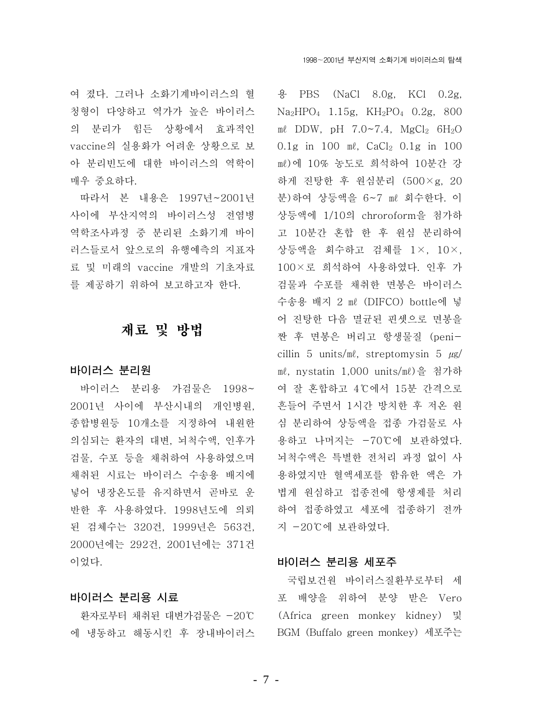여 졌다. 그러나 소화기계바이러스의 혈청형이 다양하고 역가가 높은 바이러스의 분리가 힘든 상황에서 효과적인 vaccine의 실용화가 어려운 상황으로 보아 분리빈도에 대한 바이러스의 역학이 매우 중요하다.

따라서 본 내용은 1997년~2001년 사이에 부산지역의 바이러스성 전염병 역학조사과정 중 분리된 소화기계 바이러스들로서 앞으로의 유행예측의 지표자료 및 미래의 vaccine 개발의 기초자료를 제공하기 위하여 보고하고자 한다.

## 재료 및 방법

### 바이러스 분리원

바이러스 분리용 가검물은 1998~2001년 사이에 부산시내의 개인병원, 종합병원등 10개소를 지정하여 내원한 의심되는 환자의 대변, 뇌척수액, 인후가검물, 수포 등을 채취하여 사용하였으며 채취된 시료는 바이러스 수송용 배지에 넣어 냉장온도를 유지하면서 곧바로 운반한 후 사용하였다. 1998년도에 의뢰된 검체수는 320건, 1999년은 563건, 2000년에는 292건, 2001년에는 371건 이었다.

### 바이러스 분리용 시료

환자로부터 채취된 대변가검물은 -20℃에 냉동하고 해동시킨 후 장내바이러스용 PBS (NaCl 8.0g, KCl 0.2g, $Na_2HPO_4$ 1.15g, $KH_2PO_4$ 0.2g, 800 ㎖ DDW, pH 7.0~7.4, $MgCl_2$ $6H_2O$ 0.1g in 100 ㎖, $CaCl_2$ 0.1g in 100 ㎖)에 10% 농도로 희석하여 10분간 강하게 진탕한 후 원심분리 (500×g, 20분)하여 상등액을 6~7 ㎖ 회수한다. 이 상등액에 1/10의 chroroform을 첨가하고 10분간 혼합 한 후 원심 분리하여 상등액을 회수하고 검체를 1×, 10×, 100×로 희석하여 사용하였다. 인후 가검물과 수포를 채취한 면봉은 바이러스 수송용 배지 2 ㎖ (DIFCO) bottle에 넣어 진탕한 다음 멸균된 핀셋으로 면봉을 짠 후 면봉은 버리고 항생물질 (penicillin 5 units/㎖, streptomysin 5 ㎍/㎖, nystatin 1,000 units/㎖)을 첨가하여 잘 혼합하고 4℃에서 15분 간격으로 흔들어 주면서 1시간 방치한 후 저온 원심 분리하여 상등액을 접종 가검물로 사용하고 나머지는 -70℃에 보관하였다. 뇌척수액은 특별한 전처리 과정 없이 사용하였지만 혈액세포를 함유한 액은 가볍게 원심하고 접종전에 항생제를 처리하여 접종하였고 세포에 접종하기 전까지 -20℃에 보관하였다.

### 바이러스 분리용 세포주

국립보건원 바이러스질환부로부터 세포 배양을 위하여 분양 받은 Vero (Africa green monkey kidney) 및 BGM (Buffalo green monkey) 세포주는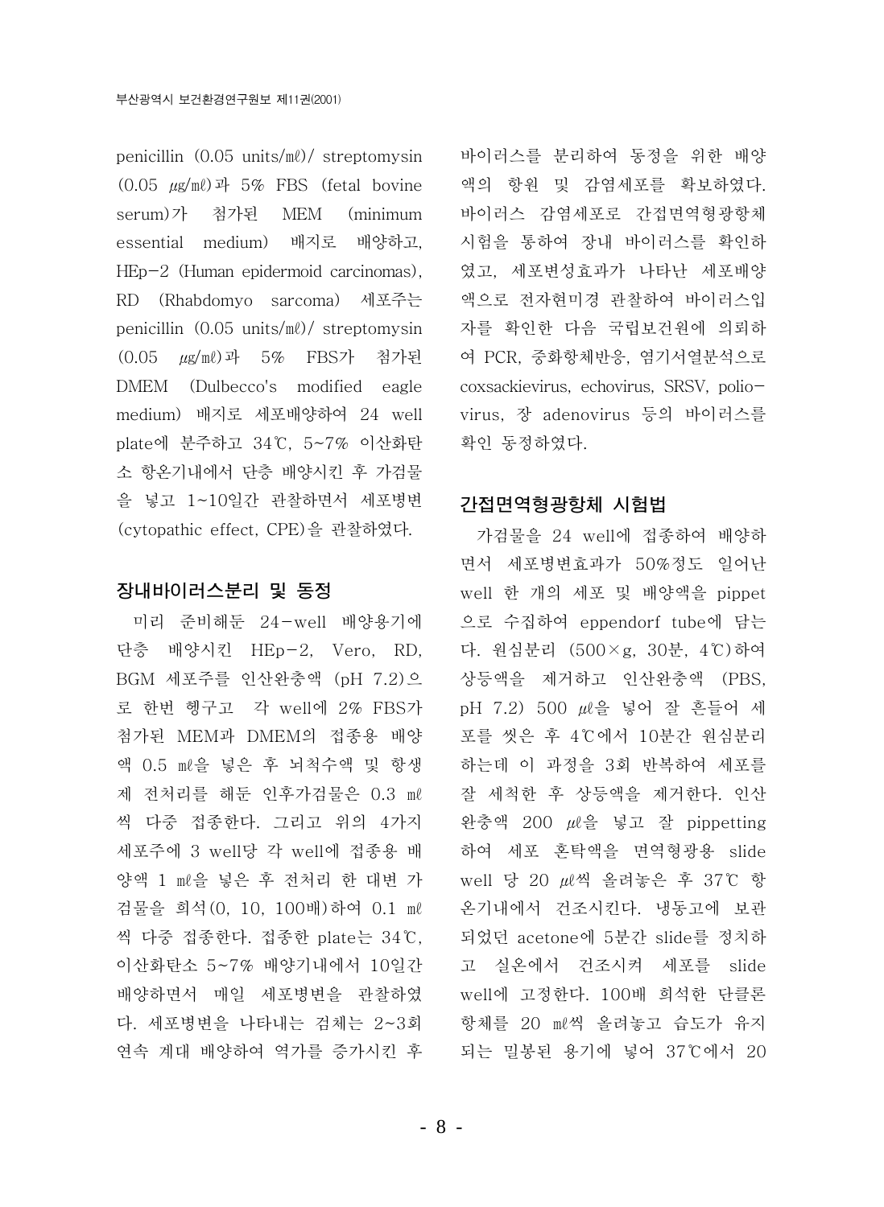penicillin (0.05 units/㎖)/ streptomysin (0.05 ㎍/㎖)과 5% FBS (fetal bovine serum)가 첨가된 MEM (minimum essential medium) 배지로 배양하고, HEp-2 (Human epidermoid carcinomas), RD (Rhabdomyo sarcoma) 세포주는 penicillin (0.05 units/㎖)/ streptomysin (0.05 ㎍/㎖)과 5% FBS가 첨가된 DMEM (Dulbecco's modified eagle medium) 배지로 세포배양하여 24 well plate에 분주하고 34℃, 5~7% 이산화탄소 항온기내에서 단층 배양시킨 후 가검물을 넣고 1~10일간 관찰하면서 세포병변 (cytopathic effect, CPE)을 관찰하였다.

## 장내바이러스분리 및 동정

미리 준비해둔 24-well 배양용기에 단층 배양시킨 HEp-2, Vero, RD, BGM 세포주를 인산완충액 (pH 7.2)으로 한번 헹구고 각 well에 2% FBS가 첨가된 MEM과 DMEM의 접종용 배양액 0.5 ㎖을 넣은 후 뇌척수액 및 항생제 전처리를 해둔 인후가검물은 0.3 ㎖ 씩 다중 접종한다. 그리고 위의 4가지 세포주에 3 well당 각 well에 접종용 배양액 1 ㎖을 넣은 후 전처리 한 대변 가검물을 희석(0, 10, 100배)하여 0.1 ㎖ 씩 다중 접종한다. 접종한 plate는 34℃, 이산화탄소 5~7% 배양기내에서 10일간 배양하면서 매일 세포병변을 관찰하였다. 세포병변을 나타내는 검체는 2~3회 연속 계대 배양하여 역가를 증가시킨 후 바이러스를 분리하여 동정을 위한 배양액의 항원 및 감염세포를 확보하였다. 바이러스 감염세포로 간접면역형광항체 시험을 통하여 장내 바이러스를 확인하였고, 세포변성효과가 나타난 세포배양액으로 전자현미경 관찰하여 바이러스입자를 확인한 다음 국립보건원에 의뢰하여 PCR, 중화항체반응, 염기서열분석으로 coxsackievirus, echovirus, SRSV, polio-virus, 장 adenovirus 등의 바이러스를 확인 동정하였다.

## 간접면역형광항체 시험법

가검물을 24 well에 접종하여 배양하면서 세포병변효과가 50%정도 일어난 well 한 개의 세포 및 배양액을 pippet으로 수집하여 eppendorf tube에 담는다. 원심분리 (500×g, 30분, 4℃)하여 상등액을 제거하고 인산완충액 (PBS, pH 7.2) 500 ㎕을 넣어 잘 흔들어 세포를 씻은 후 4℃에서 10분간 원심분리 하는데 이 과정을 3회 반복하여 세포를 잘 세척한 후 상등액을 제거한다. 인산완충액 200 ㎕을 넣고 잘 pippetting 하여 세포 혼탁액을 면역형광용 slide well 당 20 ㎕씩 올려놓은 후 37℃ 항온기내에서 건조시킨다. 냉동고에 보관되었던 acetone에 5분간 slide를 정치하고 실온에서 건조시켜 세포를 slide well에 고정한다. 100배 희석한 단클론 항체를 20 ㎖씩 올려놓고 습도가 유지되는 밀봉된 용기에 넣어 37℃에서 20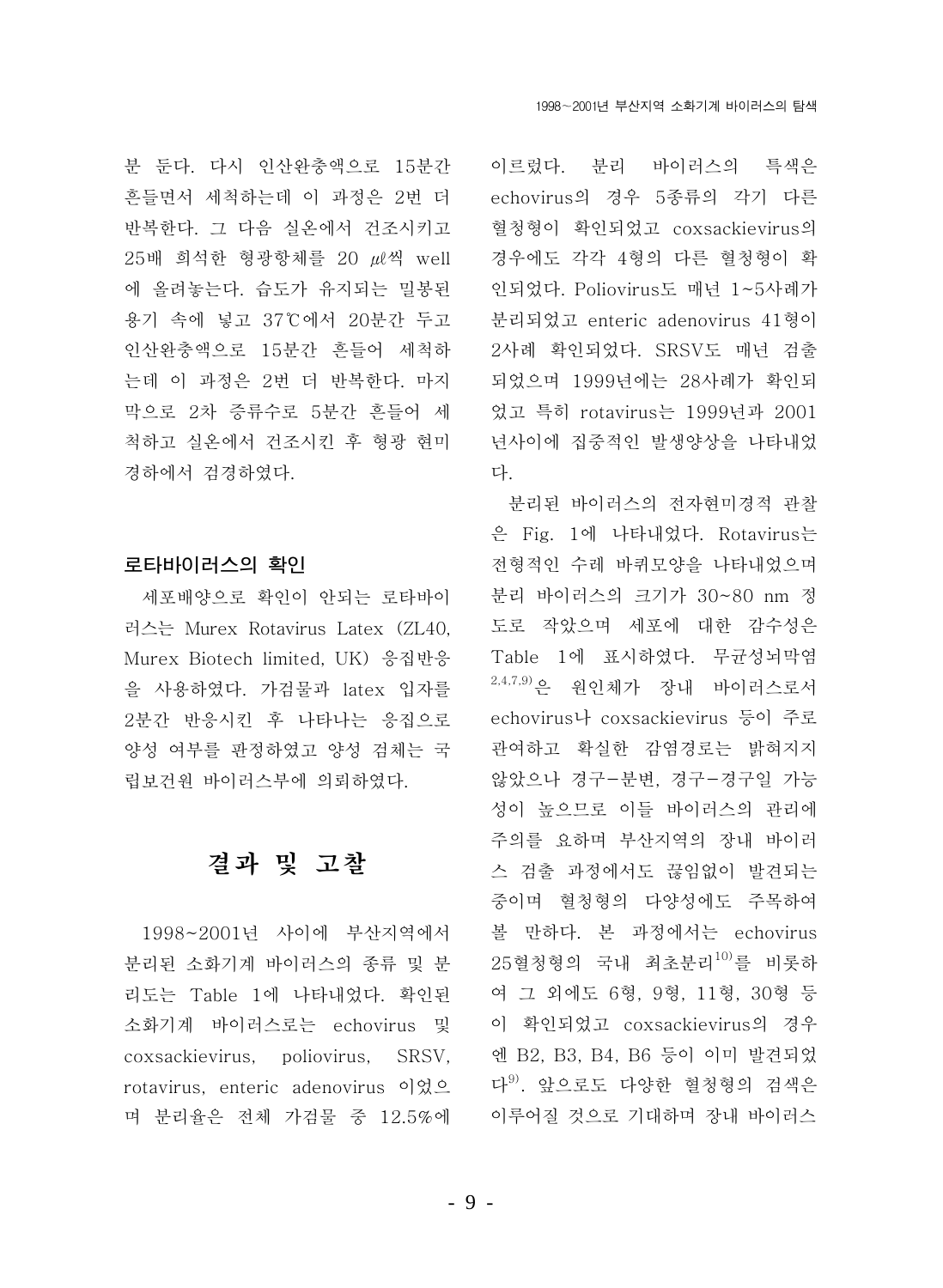분 둔다. 다시 인산완충액으로 15분간 흔들면서 세척하는데 이 과정은 2번 더 반복한다. 그 다음 실온에서 건조시키고 25배 희석한 형광항체를 20 $\mu\ell$씩 well에 올려놓는다. 습도가 유지되는 밀봉된 용기 속에 넣고 37℃에서 20분간 두고 인산완충액으로 15분간 흔들어 세척하는데 이 과정은 2번 더 반복한다. 마지막으로 2차 증류수로 5분간 흔들어 세척하고 실온에서 건조시킨 후 형광 현미경하에서 검경하였다.

### 로타바이러스의 확인

세포배양으로 확인이 안되는 로타바이러스는 Murex Rotavirus Latex (ZL40, Murex Biotech limited, UK) 응집반응을 사용하였다. 가검물과 latex 입자를 2분간 반응시킨 후 나타나는 응집으로 양성 여부를 판정하였고 양성 검체는 국립보건원 바이러스부에 의뢰하였다.

## 결과 및 고찰

1998~2001년 사이에 부산지역에서 분리된 소화기계 바이러스의 종류 및 분리도는 Table 1에 나타내었다. 확인된 소화기계 바이러스로는 echovirus 및 coxsackievirus, poliovirus, SRSV, rotavirus, enteric adenovirus 이었으며 분리율은 전체 가검물 중 12.5%에 이르렀다. 분리 바이러스의 특색은 echovirus의 경우 5종류의 각기 다른 혈청형이 확인되었고 coxsackievirus의 경우에도 각각 4형의 다른 혈청형이 확인되었다. Poliovirus도 매년 1~5사례가 분리되었고 enteric adenovirus 41형이 2사례 확인되었다. SRSV도 매년 검출되었으며 1999년에는 28사례가 확인되었고 특히 rotavirus는 1999년과 2001년사이에 집중적인 발생양상을 나타내었다.

분리된 바이러스의 전자현미경적 관찰은 Fig. 1에 나타내었다. Rotavirus는 전형적인 수레 바퀴모양을 나타내었으며 분리 바이러스의 크기가 30~80 nm 정도로 작았으며 세포에 대한 감수성은 Table 1에 표시하였다. 무균성뇌막염[2,4,7,9]은 원인체가 장내 바이러스로서 echovirus나 coxsackievirus 등이 주로 관여하고 확실한 감염경로는 밝혀지지 않았으나 경구-분변, 경구-경구일 가능성이 높으므로 이들 바이러스의 관리에 주의를 요하며 부산지역의 장내 바이러스 검출 과정에서도 끊임없이 발견되는 중이며 혈청형의 다양성에도 주목하여 볼 만하다. 본 과정에서는 echovirus 25혈청형의 국내 최초분리[10]를 비롯하여 그 외에도 6형, 9형, 11형, 30형 등이 확인되었고 coxsackievirus의 경우엔 B2, B3, B4, B6 등이 이미 발견되었다[9]. 앞으로도 다양한 혈청형의 검색은 이루어질 것으로 기대하며 장내 바이러스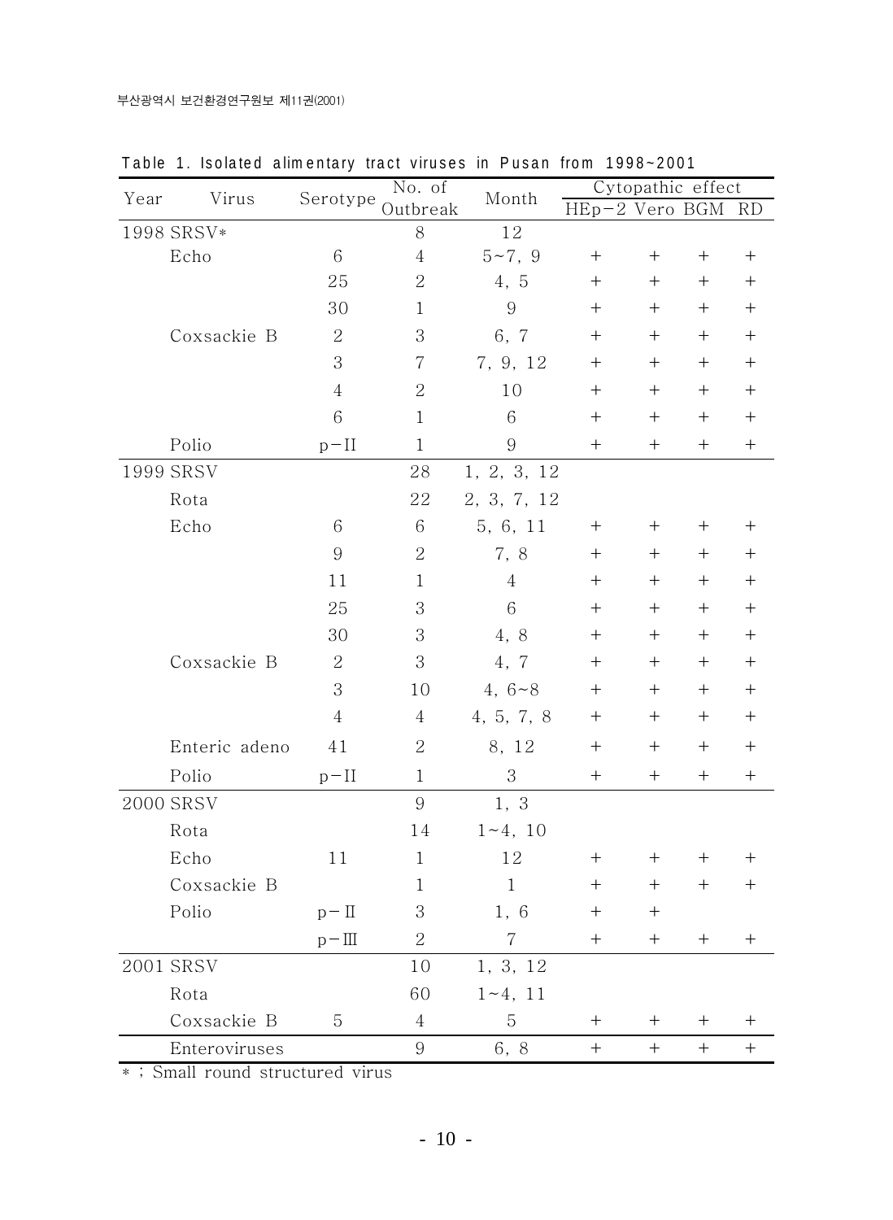Table 1. Isolated alimentary tract viruses in Pusan from 1998~2001

| Year | Virus | Serotype | No. of Outbreak | Month | Cytopathic effect | | | |
|---|---|---|---|---|---|---|---|---|
| | | | | | HEp-2 | Vero | BGM | RD |
| 1998 | SRSV* | | 8 | 12 | | | | |
| | Echo | 6 | 4 | 5~7, 9 | + | + | + | + |
| | | 25 | 2 | 4, 5 | + | + | + | + |
| | | 30 | 1 | 9 | + | + | + | + |
| | Coxsackie B | 2 | 3 | 6, 7 | + | + | + | + |
| | | 3 | 7 | 7, 9, 12 | + | + | + | + |
| | | 4 | 2 | 10 | + | + | + | + |
| | | 6 | 1 | 6 | + | + | + | + |
| | Polio | p-II | 1 | 9 | + | + | + | + |
| 1999 | SRSV | | 28 | 1, 2, 3, 12 | | | | |
| | Rota | | 22 | 2, 3, 7, 12 | | | | |
| | Echo | 6 | 6 | 5, 6, 11 | + | + | + | + |
| | | 9 | 2 | 7, 8 | + | + | + | + |
| | | 11 | 1 | 4 | + | + | + | + |
| | | 25 | 3 | 6 | + | + | + | + |
| | | 30 | 3 | 4, 8 | + | + | + | + |
| | Coxsackie B | 2 | 3 | 4, 7 | + | + | + | + |
| | | 3 | 10 | 4, 6~8 | + | + | + | + |
| | | 4 | 4 | 4, 5, 7, 8 | + | + | + | + |
| | Enteric adeno | 41 | 2 | 8, 12 | + | + | + | + |
| | Polio | p-II | 1 | 3 | + | + | + | + |
| 2000 | SRSV | | 9 | 1, 3 | | | | |
| | Rota | | 14 | 1~4, 10 | | | | |
| | Echo | 11 | 1 | 12 | + | + | + | + |
| | Coxsackie B | | 1 | 1 | + | + | + | + |
| | Polio | p-II | 3 | 1, 6 | + | + | | |
| | | p-III | 2 | 7 | + | + | + | + |
| 2001 | SRSV | | 10 | 1, 3, 12 | | | | |
| | Rota | | 60 | 1~4, 11 | | | | |
| | Coxsackie B | 5 | 4 | 5 | + | + | + | + |
| | Enteroviruses | | 9 | 6, 8 | + | + | + | + |

* ; Small round structured virus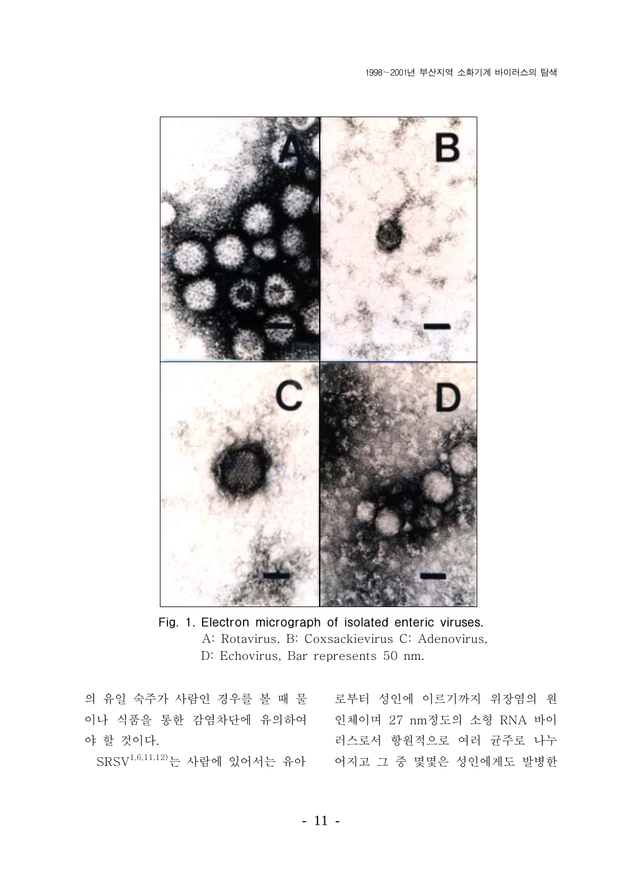Fig. 1. Electron micrograph of isolated enteric viruses.
A: Rotavirus, B: Coxsackievirus C: Adenovirus,
D: Echovirus, Bar represents 50 nm.

의 유일 숙주가 사람인 경우를 볼 때 물이나 식품을 통한 감염차단에 유의하여야 할 것이다.

SRSV[1,6,11,12]는 사람에 있어서는 유아로부터 성인에 이르기까지 위장염의 원인체이며 27 nm정도의 소형 RNA 바이러스로서 항원적으로 여러 균주로 나누어지고 그 중 몇몇은 성인에게도 발병한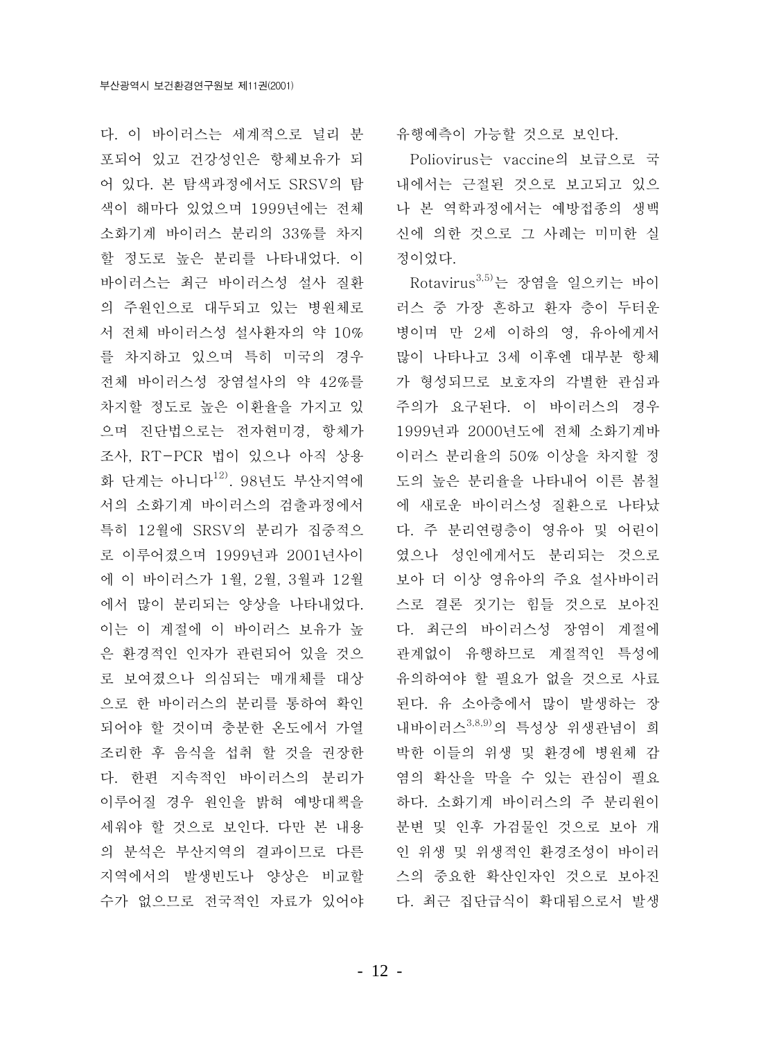다. 이 바이러스는 세계적으로 널리 분포되어 있고 건강성인은 항체보유가 되어 있다. 본 탐색과정에서도 SRSV의 탐색이 해마다 있었으며 1999년에는 전체 소화기계 바이러스 분리의 33%를 차지할 정도로 높은 분리를 나타내었다. 이 바이러스는 최근 바이러스성 설사 질환의 주원인으로 대두되고 있는 병원체로서 전체 바이러스성 설사환자의 약 10%를 차지하고 있으며 특히 미국의 경우 전체 바이러스성 장염설사의 약 42%를 차지할 정도로 높은 이환율을 가지고 있으며 진단법으로는 전자현미경, 항체가 조사, RT-PCR 법이 있으나 아직 상용화 단계는 아니다[12]. 98년도 부산지역에서의 소화기계 바이러스의 검출과정에서 특히 12월에 SRSV의 분리가 집중적으로 이루어졌으며 1999년과 2001년사이에 이 바이러스가 1월, 2월, 3월과 12월에서 많이 분리되는 양상을 나타내었다. 이는 이 계절에 이 바이러스 보유가 높은 환경적인 인자가 관련되어 있을 것으로 보여졌으나 의심되는 매개체를 대상으로 한 바이러스의 분리를 통하여 확인되어야 할 것이며 충분한 온도에서 가열 조리한 후 음식을 섭취 할 것을 권장한다. 한편 지속적인 바이러스의 분리가 이루어질 경우 원인을 밝혀 예방대책을 세워야 할 것으로 보인다. 다만 본 내용의 분석은 부산지역의 결과이므로 다른 지역에서의 발생빈도나 양상은 비교할 수가 없으므로 전국적인 자료가 있어야 유행예측이 가능할 것으로 보인다.

Poliovirus는 vaccine의 보급으로 국내에서는 근절된 것으로 보고되고 있으나 본 역학과정에서는 예방접종의 생백신에 의한 것으로 그 사례는 미미한 실정이었다.

Rotavirus[3,5]는 장염을 일으키는 바이러스 중 가장 흔하고 환자 층이 두터운 병이며 만 2세 이하의 영, 유아에게서 많이 나타나고 3세 이후엔 대부분 항체가 형성되므로 보호자의 각별한 관심과 주의가 요구된다. 이 바이러스의 경우 1999년과 2000년도에 전체 소화기계바이러스 분리율의 50% 이상을 차지할 정도의 높은 분리율을 나타내어 이른 봄철에 새로운 바이러스성 질환으로 나타났다. 주 분리연령층이 영유아 및 어린이였으나 성인에게서도 분리되는 것으로 보아 더 이상 영유아의 주요 설사바이러스로 결론 짓기는 힘들 것으로 보아진다. 최근의 바이러스성 장염이 계절에 관계없이 유행하므로 계절적인 특성에 유의하여야 할 필요가 없을 것으로 사료된다. 유 소아층에서 많이 발생하는 장내바이러스[3,8,9]의 특성상 위생관념이 희박한 이들의 위생 및 환경에 병원체 감염의 확산을 막을 수 있는 관심이 필요하다. 소화기계 바이러스의 주 분리원이 분변 및 인후 가검물인 것으로 보아 개인 위생 및 위생적인 환경조성이 바이러스의 중요한 확산인자인 것으로 보아진다. 최근 집단급식이 확대됨으로서 발생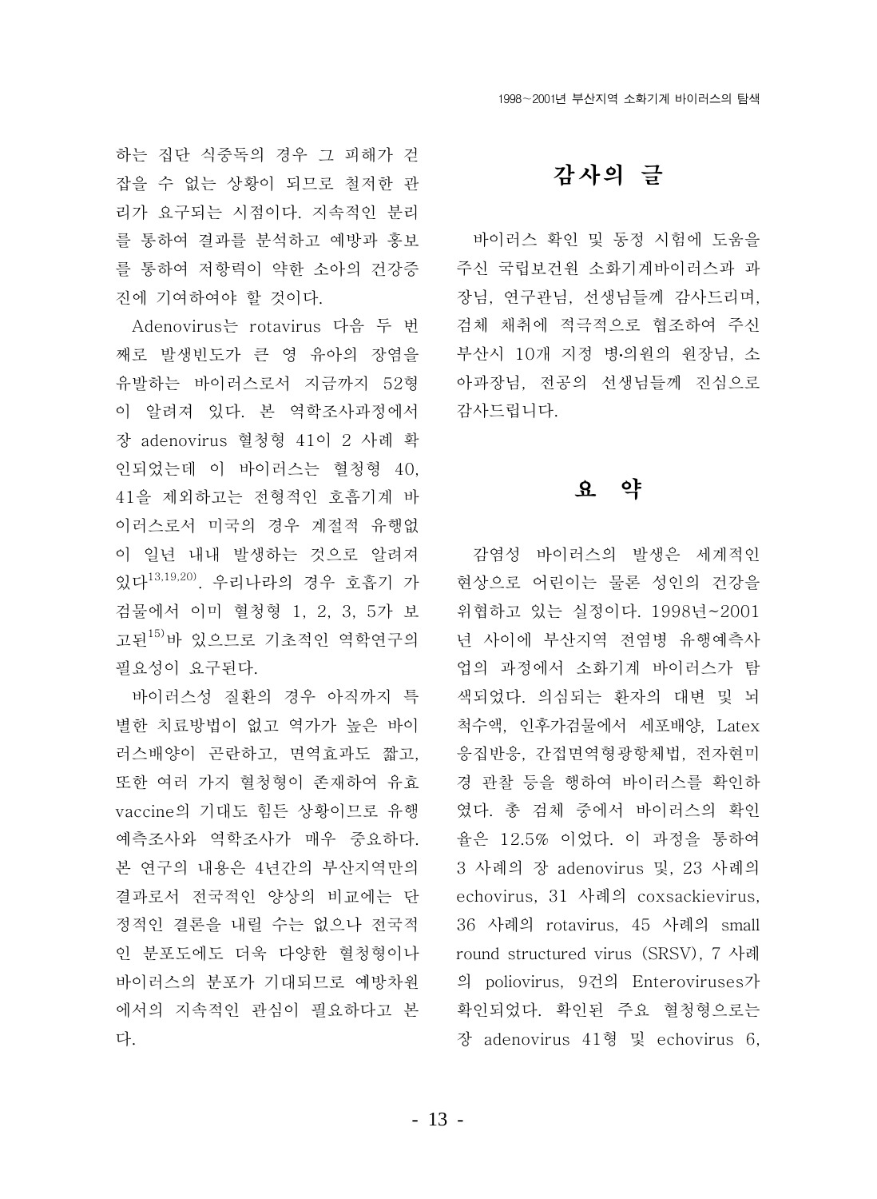하는 집단 식중독의 경우 그 피해가 걷잡을 수 없는 상황이 되므로 철저한 관리가 요구되는 시점이다. 지속적인 분리를 통하여 결과를 분석하고 예방과 홍보를 통하여 저항력이 약한 소아의 건강증진에 기여하여야 할 것이다.

Adenovirus는 rotavirus 다음 두 번째로 발생빈도가 큰 영 유아의 장염을 유발하는 바이러스로서 지금까지 52형이 알려져 있다. 본 역학조사과정에서 장 adenovirus 혈청형 41이 2 사례 확인되었는데 이 바이러스는 혈청형 40, 41을 제외하고는 전형적인 호흡기계 바이러스로서 미국의 경우 계절적 유행없이 일년 내내 발생하는 것으로 알려져 있다[13,19,20]. 우리나라의 경우 호흡기 가검물에서 이미 혈청형 1, 2, 3, 5가 보고된[15]바 있으므로 기초적인 역학연구의 필요성이 요구된다.

바이러스성 질환의 경우 아직까지 특별한 치료방법이 없고 역가가 높은 바이러스배양이 곤란하고, 면역효과도 짧고, 또한 여러 가지 혈청형이 존재하여 유효 vaccine의 기대도 힘든 상황이므로 유행예측조사와 역학조사가 매우 중요하다. 본 연구의 내용은 4년간의 부산지역만의 결과로서 전국적인 양상의 비교에는 단정적인 결론을 내릴 수는 없으나 전국적인 분포도에도 더욱 다양한 혈청형이나 바이러스의 분포가 기대되므로 예방차원에서의 지속적인 관심이 필요하다고 본다.

## 감사의 글

바이러스 확인 및 동정 시험에 도움을 주신 국립보건원 소화기계바이러스과 과장님, 연구관님, 선생님들께 감사드리며, 검체 채취에 적극적으로 협조하여 주신 부산시 10개 지정 병·의원의 원장님, 소아과장님, 전공의 선생님들께 진심으로 감사드립니다.

## 요 약

감염성 바이러스의 발생은 세계적인 현상으로 어린이는 물론 성인의 건강을 위협하고 있는 실정이다. 1998년~2001년 사이에 부산지역 전염병 유행예측사업의 과정에서 소화기계 바이러스가 탐색되었다. 의심되는 환자의 대변 및 뇌척수액, 인후가검물에서 세포배양, Latex 응집반응, 간접면역형광항체법, 전자현미경 관찰 등을 행하여 바이러스를 확인하였다. 총 검체 중에서 바이러스의 확인율은 12.5% 이었다. 이 과정을 통하여 3 사례의 장 adenovirus 및, 23 사례의 echovirus, 31 사례의 coxsackievirus, 36 사례의 rotavirus, 45 사례의 small round structured virus (SRSV), 7 사례의 poliovirus, 9건의 Enteroviruses가 확인되었다. 확인된 주요 혈청형으로는 장 adenovirus 41형 및 echovirus 6,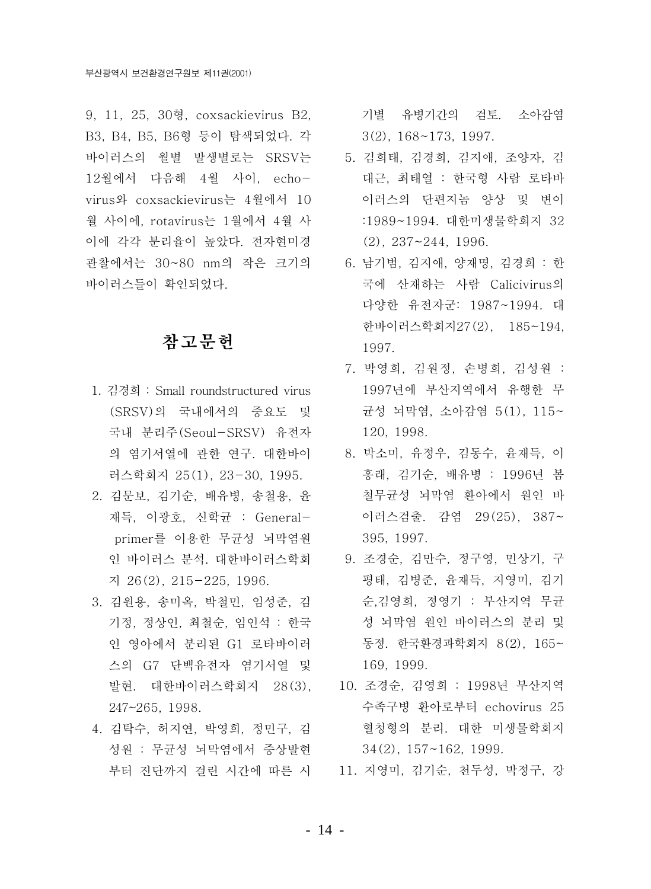9, 11, 25, 30형, coxsackievirus B2, B3, B4, B5, B6형 등이 탐색되었다. 각 바이러스의 월별 발생별로는 SRSV는 12월에서 다음해 4월 사이, echovirus와 coxsackievirus는 4월에서 10월 사이에, rotavirus는 1월에서 4월 사이에 각각 분리율이 높았다. 전자현미경 관찰에서는 30~80 nm의 작은 크기의 바이러스들이 확인되었다.

## 참고문헌

1. 김경희 : Small roundstructured virus (SRSV)의 국내에서의 중요도 및 국내 분리주(Seoul-SRSV) 유전자의 염기서열에 관한 연구. 대한바이러스학회지 25(1), 23-30, 1995.
2. 김문보, 김기순, 배유병, 송철용, 윤재득, 이광호, 신학균 : General-primer를 이용한 무균성 뇌막염원인 바이러스 분석. 대한바이러스학회지 26(2), 215-225, 1996.
3. 김원용, 송미옥, 박철민, 임성준, 김기정, 정상인, 최철순, 임인석 : 한국인 영아에서 분리된 G1 로타바이러스의 G7 단백유전자 염기서열 및 발현. 대한바이러스학회지 28(3), 247~265, 1998.
4. 김탁수, 허지연, 박영희, 정민구, 김성원 : 무균성 뇌막염에서 증상발현부터 진단까지 걸린 시간에 따른 시기별 유병기간의 검토. 소아감염 3(2), 168~173, 1997.
5. 김희태, 김경희, 김지애, 조양자, 김대근, 최태열 : 한국형 사람 로타바이러스의 단편지놈 양상 및 변이 :1989~1994. 대한미생물학회지 32(2), 237~244, 1996.
6. 남기범, 김지애, 양재명, 김경희 : 한국에 산재하는 사람 Calicivirus의 다양한 유전자군: 1987~1994. 대한바이러스학회지27(2), 185~194, 1997.
7. 박영희, 김원정, 손병희, 김성원 : 1997년에 부산지역에서 유행한 무균성 뇌막염, 소아감염 5(1), 115~120, 1998.
8. 박소미, 유정우, 김동수, 윤재득, 이홍래, 김기순, 배유병 : 1996년 봄철무균성 뇌막염 환아에서 원인 바이러스검출. 감염 29(25), 387~395, 1997.
9. 조경순, 김만수, 정구영, 민상기, 구평태, 김병준, 윤재득, 지영미, 김기순,김영희, 정영기 : 부산지역 무균성 뇌막염 원인 바이러스의 분리 및 동정. 한국환경과학회지 8(2), 165~169, 1999.
10. 조경순, 김영희 : 1998년 부산지역 수족구병 환아로부터 echovirus 25 혈청형의 분리. 대한 미생물학회지 34(2), 157~162, 1999.
11. 지영미, 김기순, 천두성, 박정구, 강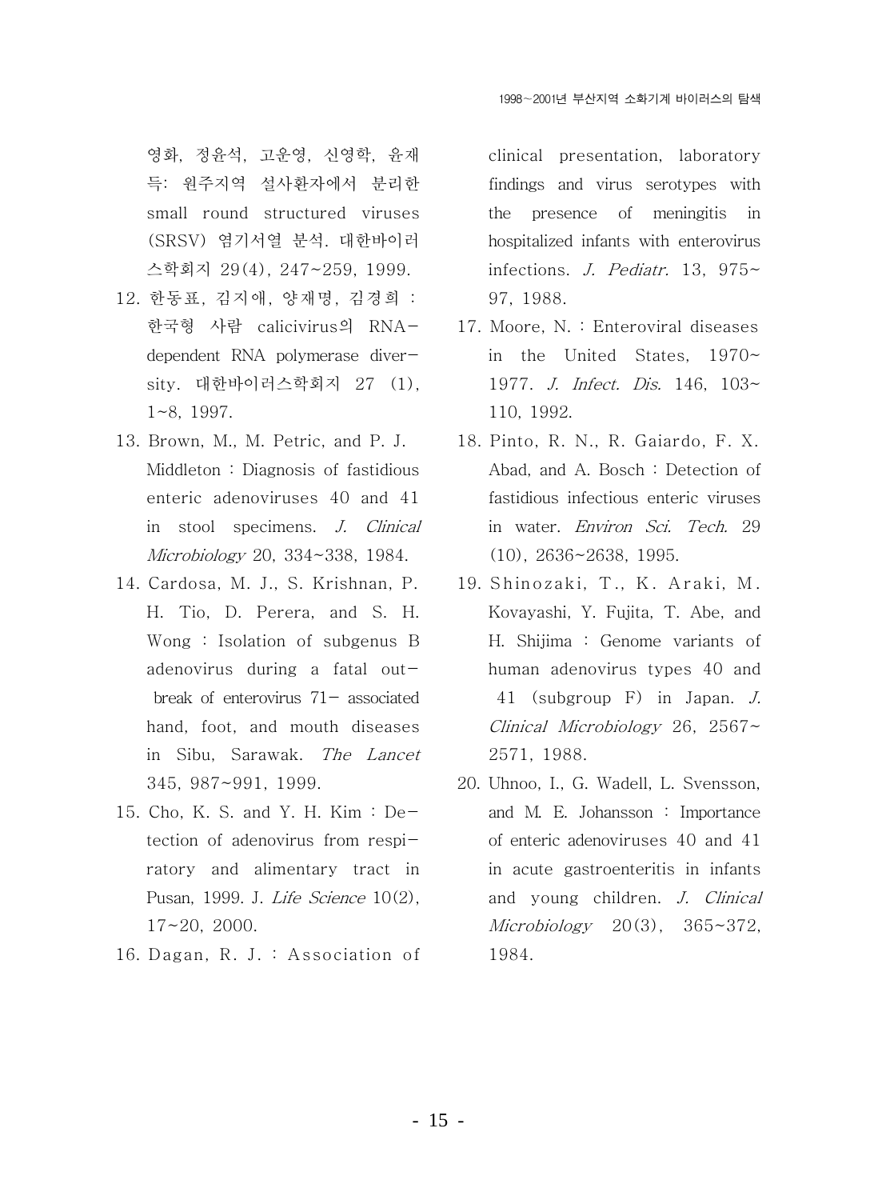영화, 정윤석, 고운영, 신영학, 윤재득: 원주지역 설사환자에서 분리한 small round structured viruses (SRSV) 염기서열 분석. 대한바이러스학회지 29(4), 247~259, 1999.

12. 한동표, 김지애, 양재명, 김경희 : 한국형 사람 calicivirus의 RNA-dependent RNA polymerase diversity. 대한바이러스학회지 27 (1), 1~8, 1997.

13. Brown, M., M. Petric, and P. J. Middleton : Diagnosis of fastidious enteric adenoviruses 40 and 41 in stool specimens. *J. Clinical Microbiology* 20, 334~338, 1984.

14. Cardosa, M. J., S. Krishnan, P. H. Tio, D. Perera, and S. H. Wong : Isolation of subgenus B adenovirus during a fatal outbreak of enterovirus 71- associated hand, foot, and mouth diseases in Sibu, Sarawak. *The Lancet* 345, 987~991, 1999.

15. Cho, K. S. and Y. H. Kim : Detection of adenovirus from respiratory and alimentary tract in Pusan, 1999. J. *Life Science* 10(2), 17~20, 2000.

16. Dagan, R. J. : Association of clinical presentation, laboratory findings and virus serotypes with the presence of meningitis in hospitalized infants with enterovirus infections. *J. Pediatr.* 13, 975~97, 1988.

17. Moore, N. : Enteroviral diseases in the United States, 1970~1977. *J. Infect. Dis.* 146, 103~110, 1992.

18. Pinto, R. N., R. Gaiardo, F. X. Abad, and A. Bosch : Detection of fastidious infectious enteric viruses in water. *Environ Sci. Tech.* 29 (10), 2636~2638, 1995.

19. Shinozaki, T., K. Araki, M. Kovayashi, Y. Fujita, T. Abe, and H. Shijima : Genome variants of human adenovirus types 40 and 41 (subgroup F) in Japan. *J. Clinical Microbiology* 26, 2567~2571, 1988.

20. Uhnoo, I., G. Wadell, L. Svensson, and M. E. Johansson : Importance of enteric adenoviruses 40 and 41 in acute gastroenteritis in infants and young children. *J. Clinical Microbiology* 20(3), 365~372, 1984.